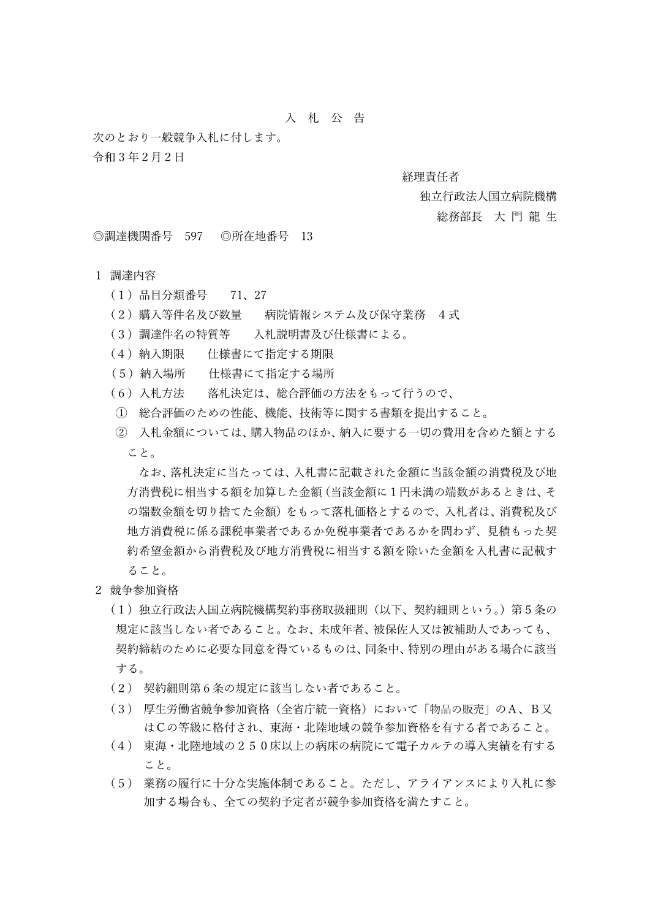# 入　札　公　告

次のとおり一般競争入札に付します。

令和３年２月２日

経理責任者
独立行政法人国立病院機構
総務部長　大 門 龍 生

◎調達機関番号　597　◎所在地番号　13

１ 調達内容

（１）品目分類番号　71、27

（２）購入等件名及び数量　病院情報システム及び保守業務　４式

（３）調達件名の特質等　入札説明書及び仕様書による。

（４）納入期限　仕様書にて指定する期限

（５）納入場所　仕様書にて指定する場所

（６）入札方法　落札決定は、総合評価の方法をもって行うので、

① 総合評価のための性能、機能、技術等に関する書類を提出すること。

② 入札金額については、購入物品のほか、納入に要する一切の費用を含めた額とすること。

なお、落札決定に当たっては、入札書に記載された金額に当該金額の消費税及び地方消費税に相当する額を加算した金額（当該金額に１円未満の端数があるときは、その端数金額を切り捨てた金額）をもって落札価格とするので、入札者は、消費税及び地方消費税に係る課税事業者であるか免税事業者であるかを問わず、見積もった契約希望金額から消費税及び地方消費税に相当する額を除いた金額を入札書に記載すること。

２ 競争参加資格

（１）独立行政法人国立病院機構契約事務取扱細則（以下、契約細則という。）第５条の規定に該当しない者であること。なお、未成年者、被保佐人又は被補助人であっても、契約締結のために必要な同意を得ているものは、同条中、特別の理由がある場合に該当する。

（２） 契約細則第６条の規定に該当しない者であること。

（３） 厚生労働省競争参加資格（全省庁統一資格）において「物品の販売」のＡ、Ｂ又はＣの等級に格付され、東海・北陸地域の競争参加資格を有する者であること。

（４） 東海・北陸地域の２５０床以上の病床の病院にて電子カルテの導入実績を有すること。

（５） 業務の履行に十分な実施体制であること。ただし、アライアンスにより入札に参加する場合も、全ての契約予定者が競争参加資格を満たすこと。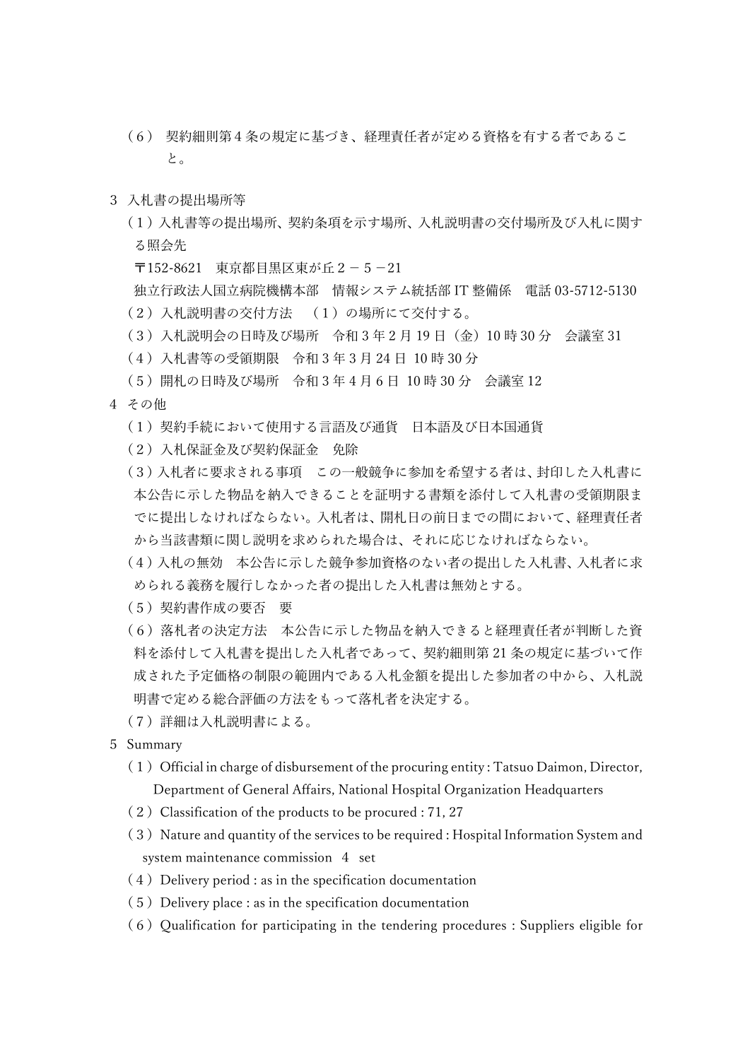（６） 契約細則第４条の規定に基づき、経理責任者が定める資格を有する者であること。

３ 入札書の提出場所等

（１）入札書等の提出場所、契約条項を示す場所、入札説明書の交付場所及び入札に関する照会先

〒152-8621　東京都目黒区東が丘２－５－21

独立行政法人国立病院機構本部　情報システム統括部 IT 整備係　電話 03-5712-5130

（２）入札説明書の交付方法　（１）の場所にて交付する。

（３）入札説明会の日時及び場所　令和３年２月19日（金）10時30分　会議室31

（４）入札書等の受領期限　令和３年３月24日 10時30分

（５）開札の日時及び場所　令和３年４月６日 10時30分　会議室12

４ その他

（１）契約手続において使用する言語及び通貨　日本語及び日本国通貨

（２）入札保証金及び契約保証金　免除

（３）入札者に要求される事項　この一般競争に参加を希望する者は、封印した入札書に本公告に示した物品を納入できることを証明する書類を添付して入札書の受領期限までに提出しなければならない。入札者は、開札日の前日までの間において、経理責任者から当該書類に関し説明を求められた場合は、それに応じなければならない。

（４）入札の無効　本公告に示した競争参加資格のない者の提出した入札書、入札者に求められる義務を履行しなかった者の提出した入札書は無効とする。

（５）契約書作成の要否　要

（６）落札者の決定方法　本公告に示した物品を納入できると経理責任者が判断した資料を添付して入札書を提出した入札者であって、契約細則第21条の規定に基づいて作成された予定価格の制限の範囲内である入札金額を提出した参加者の中から、入札説明書で定める総合評価の方法をもって落札者を決定する。

（７）詳細は入札説明書による。

５ Summary

（１）Official in charge of disbursement of the procuring entity : Tatsuo Daimon, Director, Department of General Affairs, National Hospital Organization Headquarters

（２）Classification of the products to be procured : 71, 27

（３）Nature and quantity of the services to be required : Hospital Information System and system maintenance commission　4　set

（４）Delivery period : as in the specification documentation

（５）Delivery place : as in the specification documentation

（６）Qualification for participating in the tendering procedures : Suppliers eligible for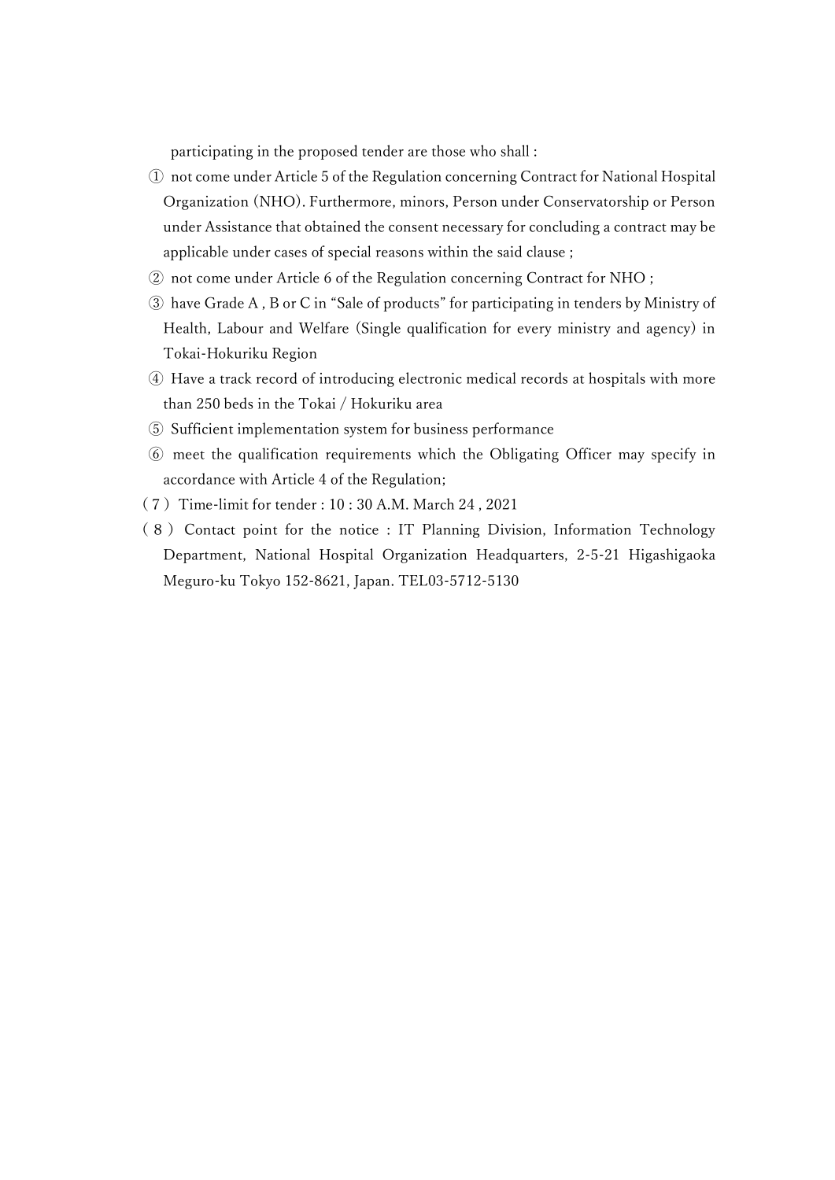participating in the proposed tender are those who shall :

① not come under Article 5 of the Regulation concerning Contract for National Hospital Organization (NHO). Furthermore, minors, Person under Conservatorship or Person under Assistance that obtained the consent necessary for concluding a contract may be applicable under cases of special reasons within the said clause ;

② not come under Article 6 of the Regulation concerning Contract for NHO ;

③ have Grade A , B or C in “Sale of products” for participating in tenders by Ministry of Health, Labour and Welfare (Single qualification for every ministry and agency) in Tokai-Hokuriku Region

④ Have a track record of introducing electronic medical records at hospitals with more than 250 beds in the Tokai / Hokuriku area

⑤ Sufficient implementation system for business performance

⑥ meet the qualification requirements which the Obligating Officer may specify in accordance with Article 4 of the Regulation;

( 7 ) Time-limit for tender : 10 : 30 A.M. March 24 , 2021

( 8 ) Contact point for the notice : IT Planning Division, Information Technology Department, National Hospital Organization Headquarters, 2-5-21 Higashigaoka Meguro-ku Tokyo 152-8621, Japan. TEL03-5712-5130